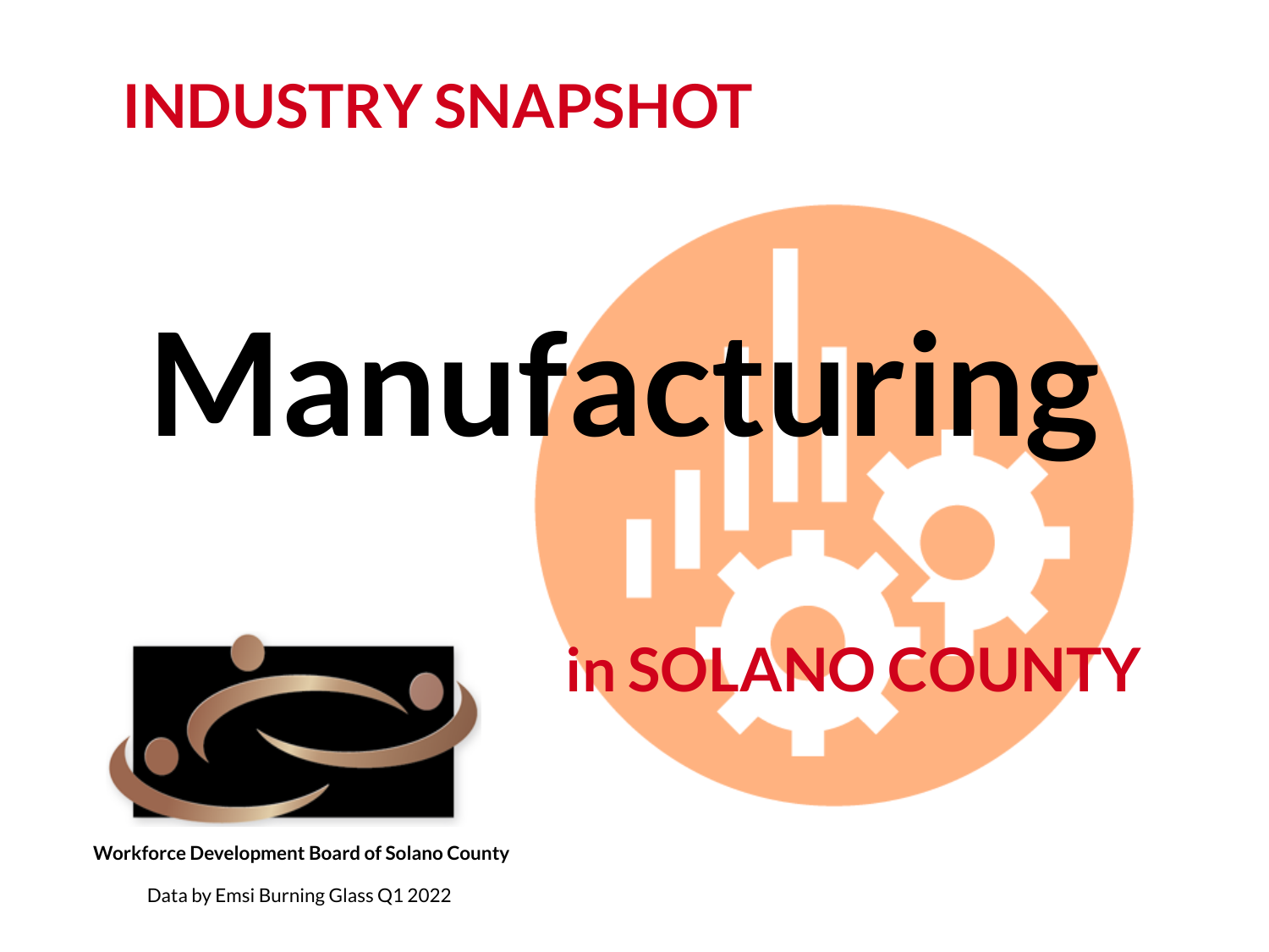## INDUSTRY SNAPSHOT

# Manufacturing

## in SOLANO COUNTY

**Workforce Development Board of Solano County**

Data by Emsi Burning Glass Q1 2022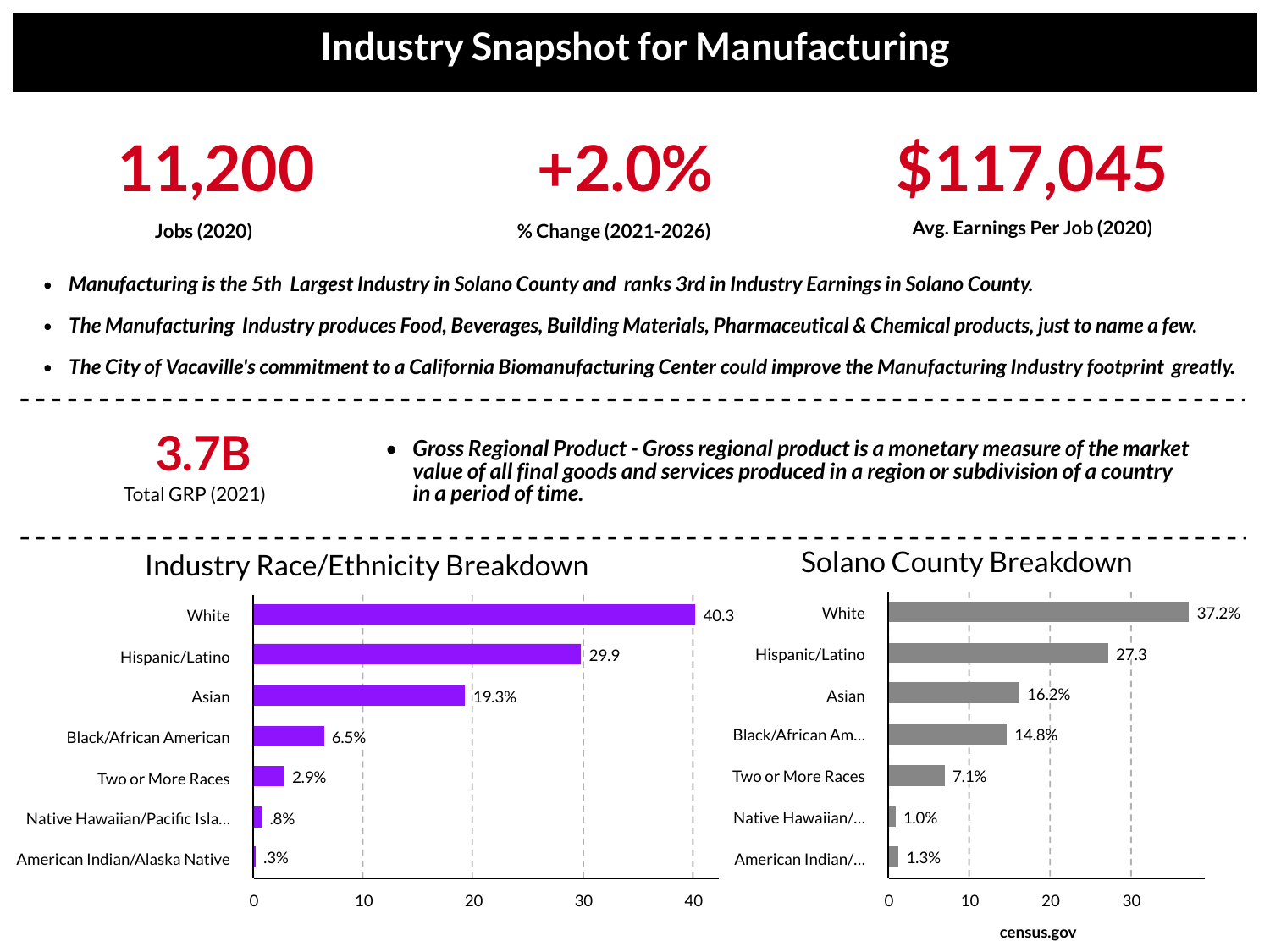# Industry Snapshot for Manufacturing

**11,200**
**Jobs (2020)**

**+2.0%**
**% Change (2021-2026)**

**$117,045**
**Avg. Earnings Per Job (2020)**

- ***Manufacturing is the 5th Largest Industry in Solano County and ranks 3rd in Industry Earnings in Solano County.***
- ***The Manufacturing Industry produces Food, Beverages, Building Materials, Pharmaceutical & Chemical products, just to name a few.***
- ***The City of Vacaville's commitment to a California Biomanufacturing Center could improve the Manufacturing Industry footprint greatly.***

---

**3.7B**
Total GRP (2021)

- ***Gross Regional Product - Gross regional product is a monetary measure of the market value of all final goods and services produced in a region or subdivision of a country in a period of time.***

---

## Industry Race/Ethnicity Breakdown

| Race/Ethnicity | Value |
|---|---|
| White | 40.3 |
| Hispanic/Latino | 29.9 |
| Asian | 19.3% |
| Black/African American | 6.5% |
| Two or More Races | 2.9% |
| Native Hawaiian/Pacific Isla... | .8% |
| American Indian/Alaska Native | .3% |

## Solano County Breakdown

| Race/Ethnicity | Value |
|---|---|
| White | 37.2% |
| Hispanic/Latino | 27.3 |
| Asian | 16.2% |
| Black/African Am... | 14.8% |
| Two or More Races | 7.1% |
| Native Hawaiian/... | 1.0% |
| American Indian/... | 1.3% |

**census.gov**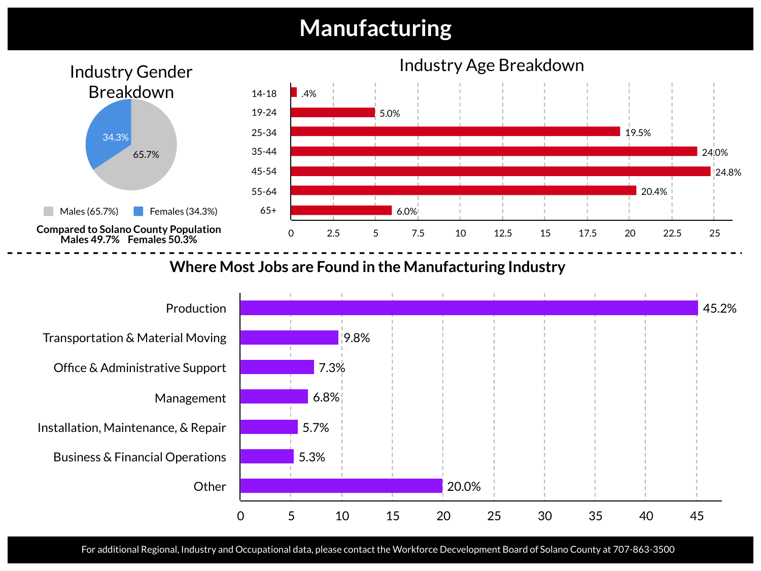# Manufacturing

## Industry Gender Breakdown

34.3%
65.7%

Males (65.7%) Females (34.3%)

**Compared to Solano County Population**
**Males 49.7% Females 50.3%**

## Industry Age Breakdown

14-18 .4%
19-24 5.0%
25-34 19.5%
35-44 24.0%
45-54 24.8%
55-64 20.4%
65+ 6.0%

0 2.5 5 7.5 10 12.5 15 17.5 20 22.5 25

## Where Most Jobs are Found in the Manufacturing Industry

Production 45.2%
Transportation & Material Moving 9.8%
Office & Administrative Support 7.3%
Management 6.8%
Installation, Maintenance, & Repair 5.7%
Business & Financial Operations 5.3%
Other 20.0%

0 5 10 15 20 25 30 35 40 45

For additional Regional, Industry and Occupational data, please contact the Workforce Decvelopment Board of Solano County at 707-863-3500